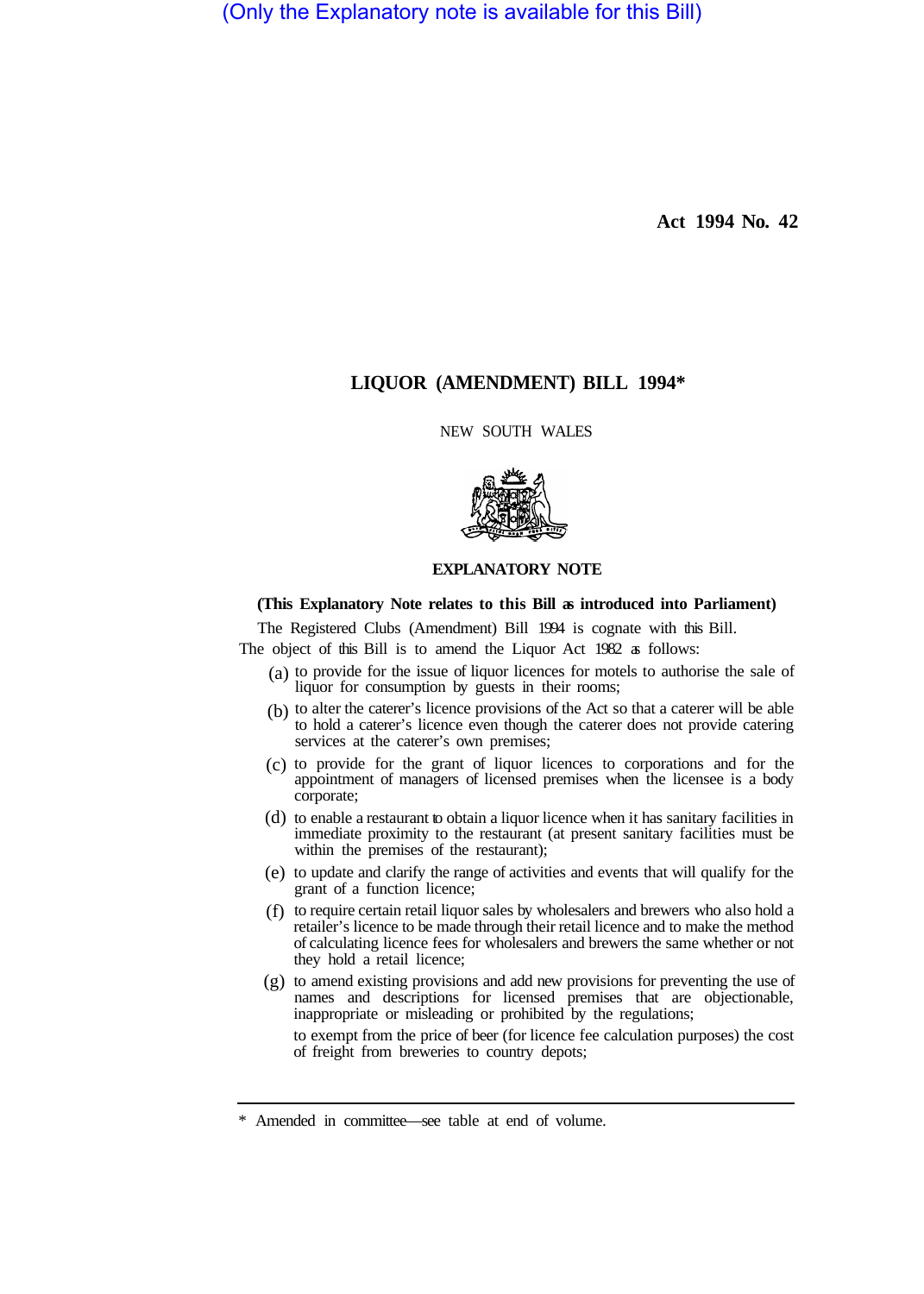(Only the Explanatory note is available for this Bill)

**Act 1994 No. 42**

# LIQUOR (AMENDMENT) BILL 1994*

NEW SOUTH WALES

## EXPLANATORY NOTE

**(This Explanatory Note relates to this Bill as introduced into Parliament)**

The Registered Clubs (Amendment) Bill 1994 is cognate with this Bill.

The object of this Bill is to amend the Liquor Act 1982 as follows:

(a) to provide for the issue of liquor licences for motels to authorise the sale of liquor for consumption by guests in their rooms;

(b) to alter the caterer's licence provisions of the Act so that a caterer will be able to hold a caterer's licence even though the caterer does not provide catering services at the caterer's own premises;

(c) to provide for the grant of liquor licences to corporations and for the appointment of managers of licensed premises when the licensee is a body corporate;

(d) to enable a restaurant to obtain a liquor licence when it has sanitary facilities in immediate proximity to the restaurant (at present sanitary facilities must be within the premises of the restaurant);

(e) to update and clarify the range of activities and events that will qualify for the grant of a function licence;

(f) to require certain retail liquor sales by wholesalers and brewers who also hold a retailer's licence to be made through their retail licence and to make the method of calculating licence fees for wholesalers and brewers the same whether or not they hold a retail licence;

(g) to amend existing provisions and add new provisions for preventing the use of names and descriptions for licensed premises that are objectionable, inappropriate or misleading or prohibited by the regulations;

to exempt from the price of beer (for licence fee calculation purposes) the cost of freight from breweries to country depots;

---

\* Amended in committee—see table at end of volume.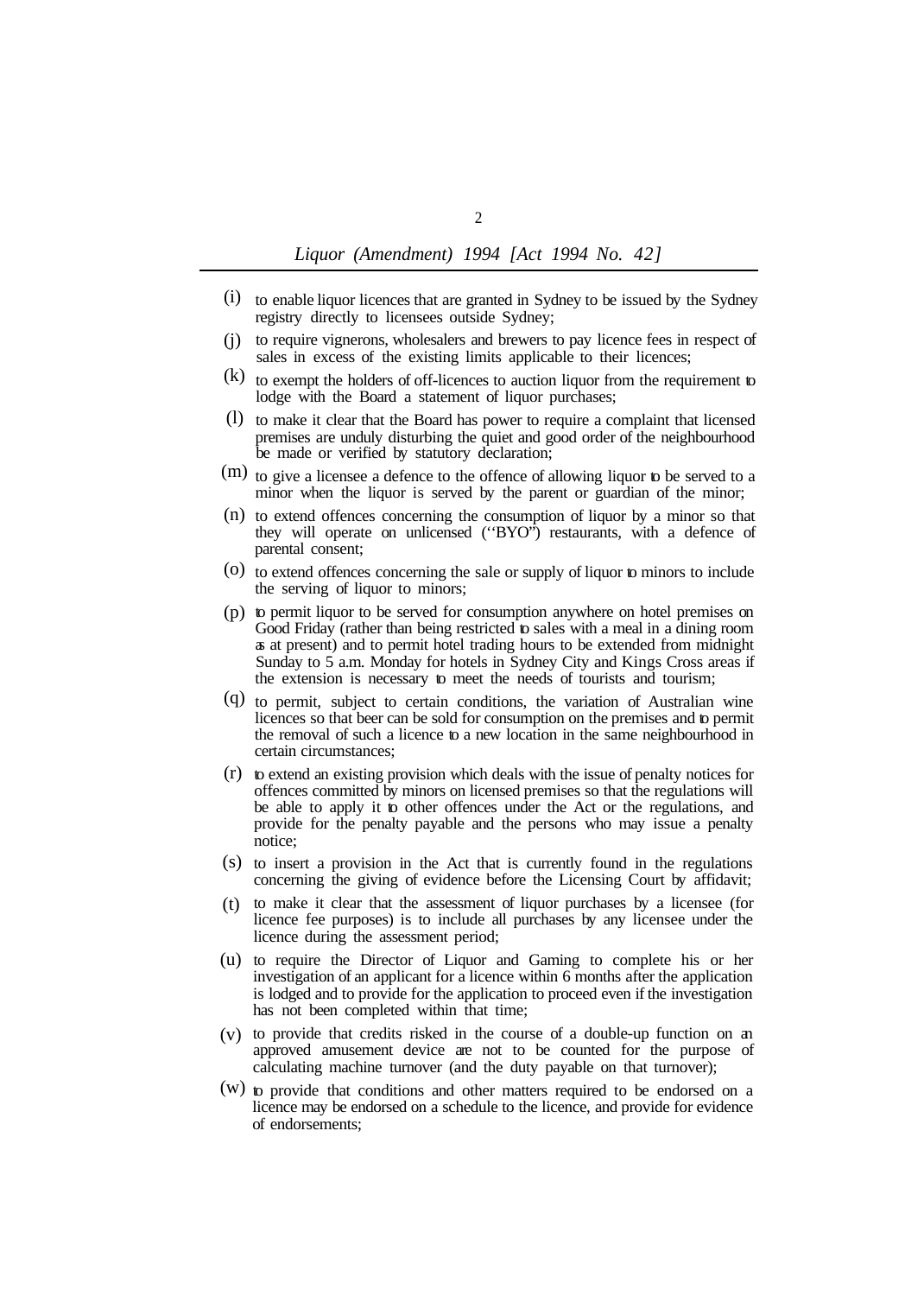- (i) to enable liquor licences that are granted in Sydney to be issued by the Sydney registry directly to licensees outside Sydney;
- (j) to require vignerons, wholesalers and brewers to pay licence fees in respect of sales in excess of the existing limits applicable to their licences;
- (k) to exempt the holders of off-licences to auction liquor from the requirement to lodge with the Board a statement of liquor purchases;
- (l) to make it clear that the Board has power to require a complaint that licensed premises are unduly disturbing the quiet and good order of the neighbourhood be made or verified by statutory declaration;
- (m) to give a licensee a defence to the offence of allowing liquor to be served to a minor when the liquor is served by the parent or guardian of the minor;
- (n) to extend offences concerning the consumption of liquor by a minor so that they will operate on unlicensed (''BYO'') restaurants, with a defence of parental consent;
- (o) to extend offences concerning the sale or supply of liquor to minors to include the serving of liquor to minors;
- (p) to permit liquor to be served for consumption anywhere on hotel premises on Good Friday (rather than being restricted to sales with a meal in a dining room as at present) and to permit hotel trading hours to be extended from midnight Sunday to 5 a.m. Monday for hotels in Sydney City and Kings Cross areas if the extension is necessary to meet the needs of tourists and tourism;
- (q) to permit, subject to certain conditions, the variation of Australian wine licences so that beer can be sold for consumption on the premises and to permit the removal of such a licence to a new location in the same neighbourhood in certain circumstances;
- (r) to extend an existing provision which deals with the issue of penalty notices for offences committed by minors on licensed premises so that the regulations will be able to apply it to other offences under the Act or the regulations, and provide for the penalty payable and the persons who may issue a penalty notice;
- (s) to insert a provision in the Act that is currently found in the regulations concerning the giving of evidence before the Licensing Court by affidavit;
- (t) to make it clear that the assessment of liquor purchases by a licensee (for licence fee purposes) is to include all purchases by any licensee under the licence during the assessment period;
- (u) to require the Director of Liquor and Gaming to complete his or her investigation of an applicant for a licence within 6 months after the application is lodged and to provide for the application to proceed even if the investigation has not been completed within that time;
- (v) to provide that credits risked in the course of a double-up function on an approved amusement device are not to be counted for the purpose of calculating machine turnover (and the duty payable on that turnover);
- (w) to provide that conditions and other matters required to be endorsed on a licence may be endorsed on a schedule to the licence, and provide for evidence of endorsements;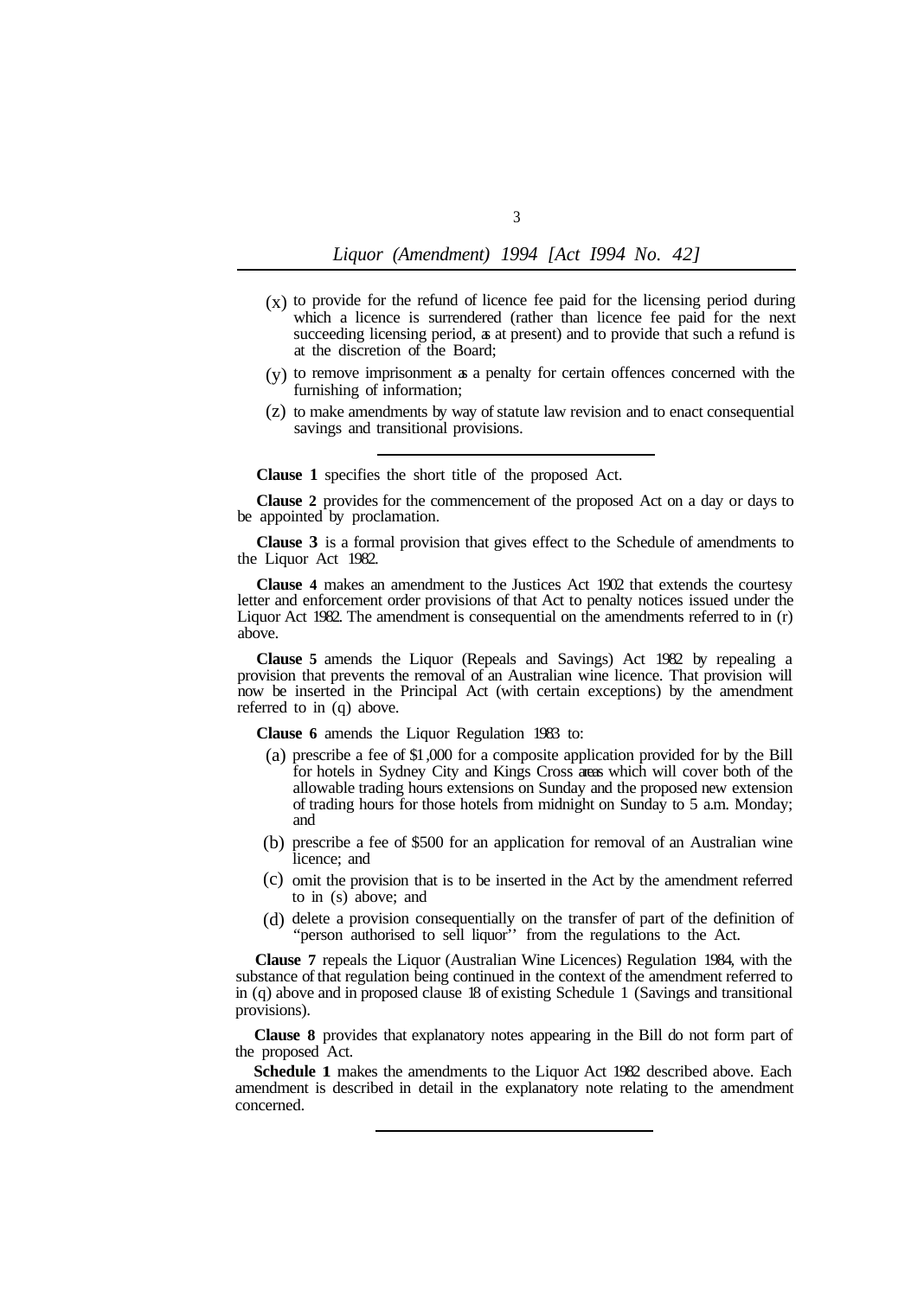(x) to provide for the refund of licence fee paid for the licensing period during which a licence is surrendered (rather than licence fee paid for the next succeeding licensing period, as at present) and to provide that such a refund is at the discretion of the Board;

(y) to remove imprisonment as a penalty for certain offences concerned with the furnishing of information;

(z) to make amendments by way of statute law revision and to enact consequential savings and transitional provisions.

---

**Clause 1** specifies the short title of the proposed Act.

**Clause 2** provides for the commencement of the proposed Act on a day or days to be appointed by proclamation.

**Clause 3** is a formal provision that gives effect to the Schedule of amendments to the Liquor Act 1982.

**Clause 4** makes an amendment to the Justices Act 1902 that extends the courtesy letter and enforcement order provisions of that Act to penalty notices issued under the Liquor Act 1982. The amendment is consequential on the amendments referred to in (r) above.

**Clause 5** amends the Liquor (Repeals and Savings) Act 1982 by repealing a provision that prevents the removal of an Australian wine licence. That provision will now be inserted in the Principal Act (with certain exceptions) by the amendment referred to in (q) above.

**Clause 6** amends the Liquor Regulation 1983 to:

(a) prescribe a fee of $1,000 for a composite application provided for by the Bill for hotels in Sydney City and Kings Cross areas which will cover both of the allowable trading hours extensions on Sunday and the proposed new extension of trading hours for those hotels from midnight on Sunday to 5 a.m. Monday; and

(b) prescribe a fee of $500 for an application for removal of an Australian wine licence; and

(c) omit the provision that is to be inserted in the Act by the amendment referred to in (s) above; and

(d) delete a provision consequentially on the transfer of part of the definition of "person authorised to sell liquor" from the regulations to the Act.

**Clause 7** repeals the Liquor (Australian Wine Licences) Regulation 1984, with the substance of that regulation being continued in the context of the amendment referred to in (q) above and in proposed clause 18 of existing Schedule 1 (Savings and transitional provisions).

**Clause 8** provides that explanatory notes appearing in the Bill do not form part of the proposed Act.

**Schedule 1** makes the amendments to the Liquor Act 1982 described above. Each amendment is described in detail in the explanatory note relating to the amendment concerned.

---